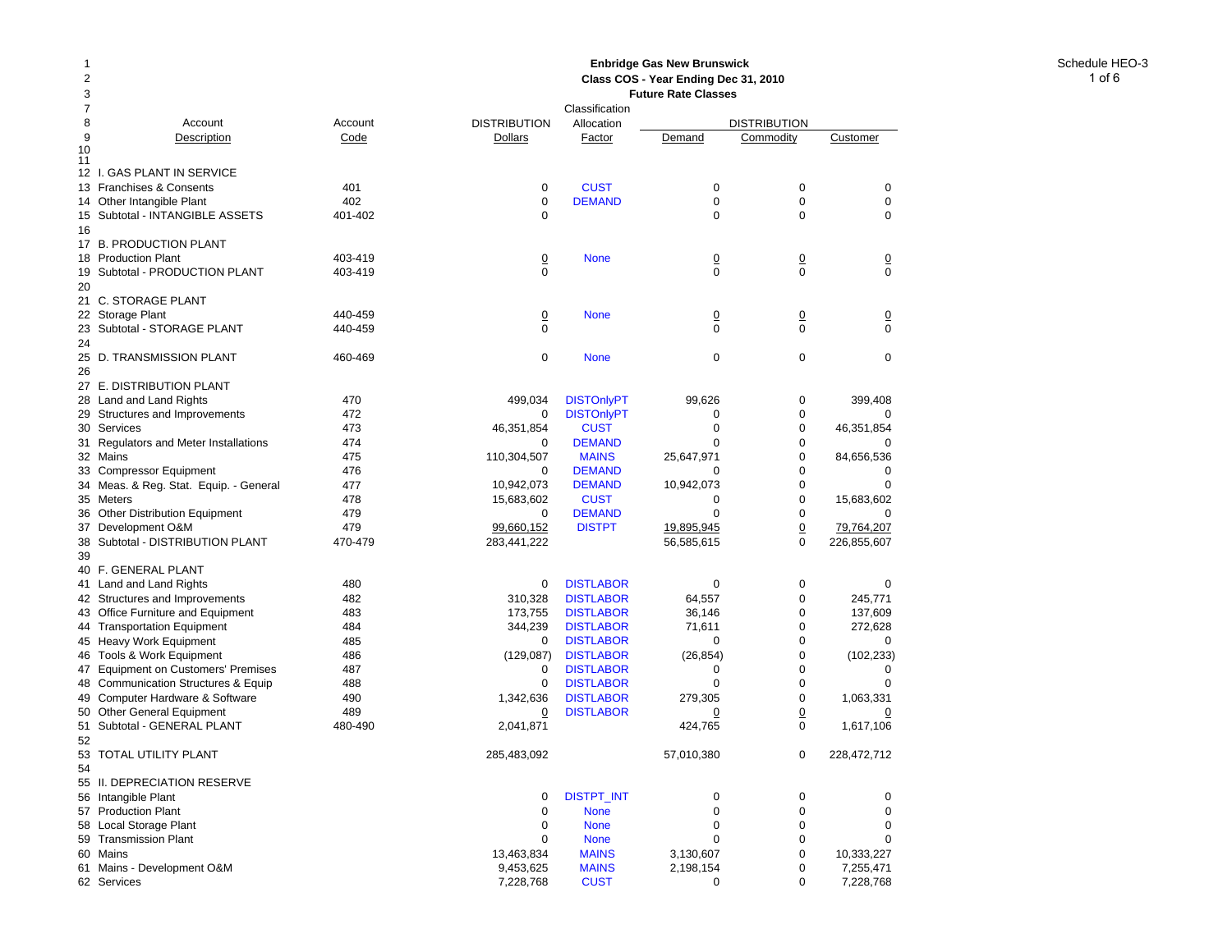**Enbridge Gas New Brunswick**
**Class COS - Year Ending Dec 31, 2010**
**Future Rate Classes**

Schedule HEO-3

| Line | Account Description | Account Code | DISTRIBUTION Dollars | Classification Allocation Factor | DISTRIBUTION Demand | DISTRIBUTION Commodity | DISTRIBUTION Customer |
|---|---|---|---|---|---|---|---|
| 12 | I. GAS PLANT IN SERVICE | | | | | | |
| 13 | Franchises & Consents | 401 | 0 | CUST | 0 | 0 | 0 |
| 14 | Other Intangible Plant | 402 | 0 | DEMAND | 0 | 0 | 0 |
| 15 | Subtotal - INTANGIBLE ASSETS | 401-402 | 0 | | 0 | 0 | 0 |
| 16 | | | | | | | |
| 17 | B. PRODUCTION PLANT | | | | | | |
| 18 | Production Plant | 403-419 | 0 | None | 0 | 0 | 0 |
| 19 | Subtotal - PRODUCTION PLANT | 403-419 | 0 | | 0 | 0 | 0 |
| 20 | | | | | | | |
| 21 | C. STORAGE PLANT | | | | | | |
| 22 | Storage Plant | 440-459 | 0 | None | 0 | 0 | 0 |
| 23 | Subtotal - STORAGE PLANT | 440-459 | 0 | | 0 | 0 | 0 |
| 24 | | | | | | | |
| 25 | D. TRANSMISSION PLANT | 460-469 | 0 | None | 0 | 0 | 0 |
| 26 | | | | | | | |
| 27 | E. DISTRIBUTION PLANT | | | | | | |
| 28 | Land and Land Rights | 470 | 499,034 | DISTOnlyPT | 99,626 | 0 | 399,408 |
| 29 | Structures and Improvements | 472 | 0 | DISTOnlyPT | 0 | 0 | 0 |
| 30 | Services | 473 | 46,351,854 | CUST | 0 | 0 | 46,351,854 |
| 31 | Regulators and Meter Installations | 474 | 0 | DEMAND | 0 | 0 | 0 |
| 32 | Mains | 475 | 110,304,507 | MAINS | 25,647,971 | 0 | 84,656,536 |
| 33 | Compressor Equipment | 476 | 0 | DEMAND | 0 | 0 | 0 |
| 34 | Meas. & Reg. Stat. Equip. - General | 477 | 10,942,073 | DEMAND | 10,942,073 | 0 | 0 |
| 35 | Meters | 478 | 15,683,602 | CUST | 0 | 0 | 15,683,602 |
| 36 | Other Distribution Equipment | 479 | 0 | DEMAND | 0 | 0 | 0 |
| 37 | Development O&M | 479 | 99,660,152 | DISTPT | 19,895,945 | 0 | 79,764,207 |
| 38 | Subtotal - DISTRIBUTION PLANT | 470-479 | 283,441,222 | | 56,585,615 | 0 | 226,855,607 |
| 39 | | | | | | | |
| 40 | F. GENERAL PLANT | | | | | | |
| 41 | Land and Land Rights | 480 | 0 | DISTLABOR | 0 | 0 | 0 |
| 42 | Structures and Improvements | 482 | 310,328 | DISTLABOR | 64,557 | 0 | 245,771 |
| 43 | Office Furniture and Equipment | 483 | 173,755 | DISTLABOR | 36,146 | 0 | 137,609 |
| 44 | Transportation Equipment | 484 | 344,239 | DISTLABOR | 71,611 | 0 | 272,628 |
| 45 | Heavy Work Equipment | 485 | 0 | DISTLABOR | 0 | 0 | 0 |
| 46 | Tools & Work Equipment | 486 | (129,087) | DISTLABOR | (26,854) | 0 | (102,233) |
| 47 | Equipment on Customers' Premises | 487 | 0 | DISTLABOR | 0 | 0 | 0 |
| 48 | Communication Structures & Equip | 488 | 0 | DISTLABOR | 0 | 0 | 0 |
| 49 | Computer Hardware & Software | 490 | 1,342,636 | DISTLABOR | 279,305 | 0 | 1,063,331 |
| 50 | Other General Equipment | 489 | 0 | DISTLABOR | 0 | 0 | 0 |
| 51 | Subtotal - GENERAL PLANT | 480-490 | 2,041,871 | | 424,765 | 0 | 1,617,106 |
| 52 | | | | | | | |
| 53 | TOTAL UTILITY PLANT | | 285,483,092 | | 57,010,380 | 0 | 228,472,712 |
| 54 | | | | | | | |
| 55 | II. DEPRECIATION RESERVE | | | | | | |
| 56 | Intangible Plant | | 0 | DISTPT_INT | 0 | 0 | 0 |
| 57 | Production Plant | | 0 | None | 0 | 0 | 0 |
| 58 | Local Storage Plant | | 0 | None | 0 | 0 | 0 |
| 59 | Transmission Plant | | 0 | None | 0 | 0 | 0 |
| 60 | Mains | | 13,463,834 | MAINS | 3,130,607 | 0 | 10,333,227 |
| 61 | Mains - Development O&M | | 9,453,625 | MAINS | 2,198,154 | 0 | 7,255,471 |
| 62 | Services | | 7,228,768 | CUST | 0 | 0 | 7,228,768 |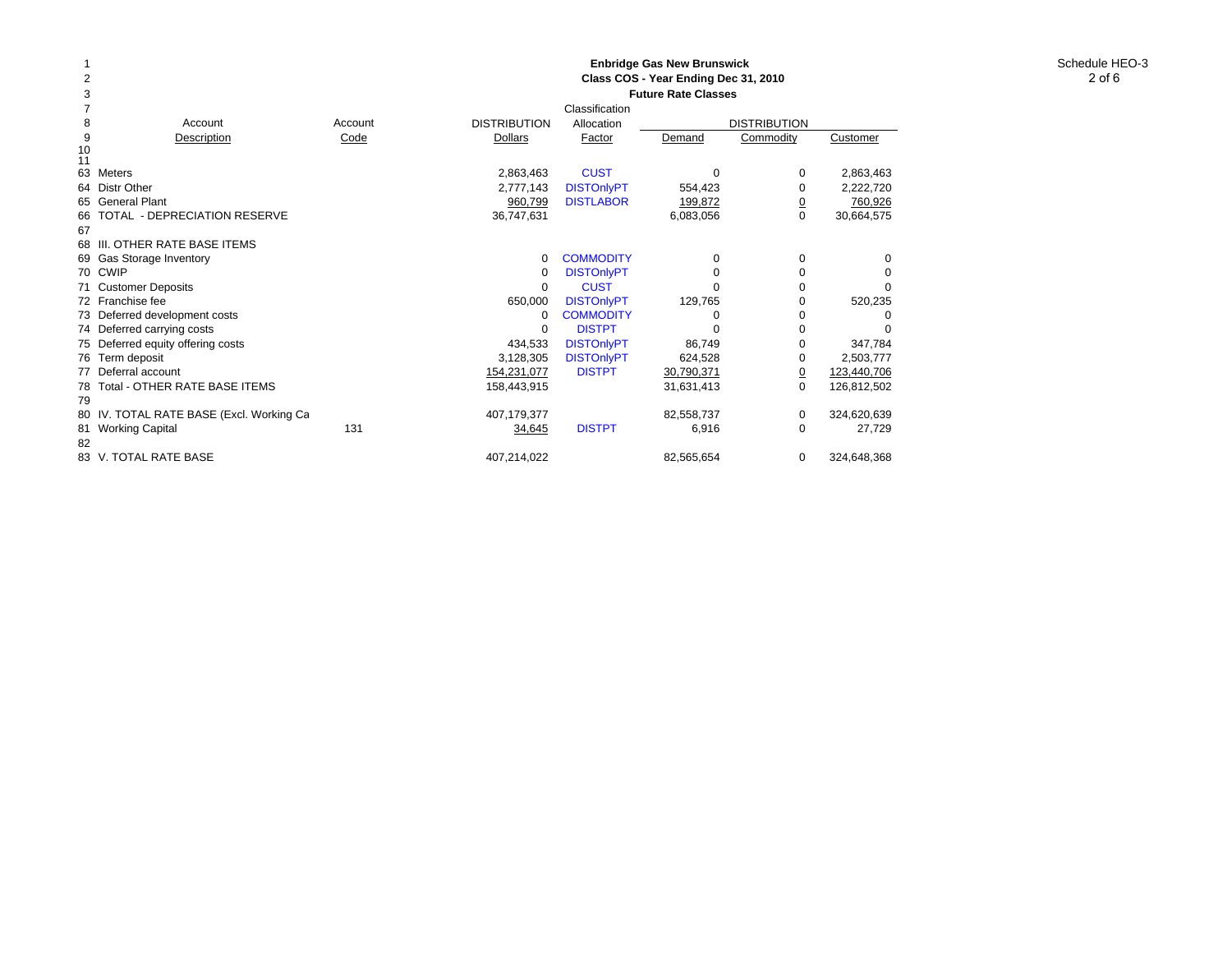**Enbridge Gas New Brunswick**
**Class COS - Year Ending Dec 31, 2010**
**Future Rate Classes**

Schedule HEO-3

| Line | Account Description | Account Code | DISTRIBUTION Dollars | Classification Allocation Factor | DISTRIBUTION Demand | DISTRIBUTION Commodity | DISTRIBUTION Customer |
|---|---|---|---|---|---|---|---|
| 63 | Meters | | 2,863,463 | CUST | 0 | 0 | 2,863,463 |
| 64 | Distr Other | | 2,777,143 | DISTOnlyPT | 554,423 | 0 | 2,222,720 |
| 65 | General Plant | | 960,799 | DISTLABOR | 199,872 | 0 | 760,926 |
| 66 | TOTAL - DEPRECIATION RESERVE | | 36,747,631 | | 6,083,056 | 0 | 30,664,575 |
| 67 | | | | | | | |
| 68 | III. OTHER RATE BASE ITEMS | | | | | | |
| 69 | Gas Storage Inventory | | 0 | COMMODITY | 0 | 0 | 0 |
| 70 | CWIP | | 0 | DISTOnlyPT | 0 | 0 | 0 |
| 71 | Customer Deposits | | 0 | CUST | 0 | 0 | 0 |
| 72 | Franchise fee | | 650,000 | DISTOnlyPT | 129,765 | 0 | 520,235 |
| 73 | Deferred development costs | | 0 | COMMODITY | 0 | 0 | 0 |
| 74 | Deferred carrying costs | | 0 | DISTPT | 0 | 0 | 0 |
| 75 | Deferred equity offering costs | | 434,533 | DISTOnlyPT | 86,749 | 0 | 347,784 |
| 76 | Term deposit | | 3,128,305 | DISTOnlyPT | 624,528 | 0 | 2,503,777 |
| 77 | Deferral account | | 154,231,077 | DISTPT | 30,790,371 | 0 | 123,440,706 |
| 78 | Total - OTHER RATE BASE ITEMS | | 158,443,915 | | 31,631,413 | 0 | 126,812,502 |
| 79 | | | | | | | |
| 80 | IV. TOTAL RATE BASE (Excl. Working Ca | | 407,179,377 | | 82,558,737 | 0 | 324,620,639 |
| 81 | Working Capital | 131 | 34,645 | DISTPT | 6,916 | 0 | 27,729 |
| 82 | | | | | | | |
| 83 | V. TOTAL RATE BASE | | 407,214,022 | | 82,565,654 | 0 | 324,648,368 |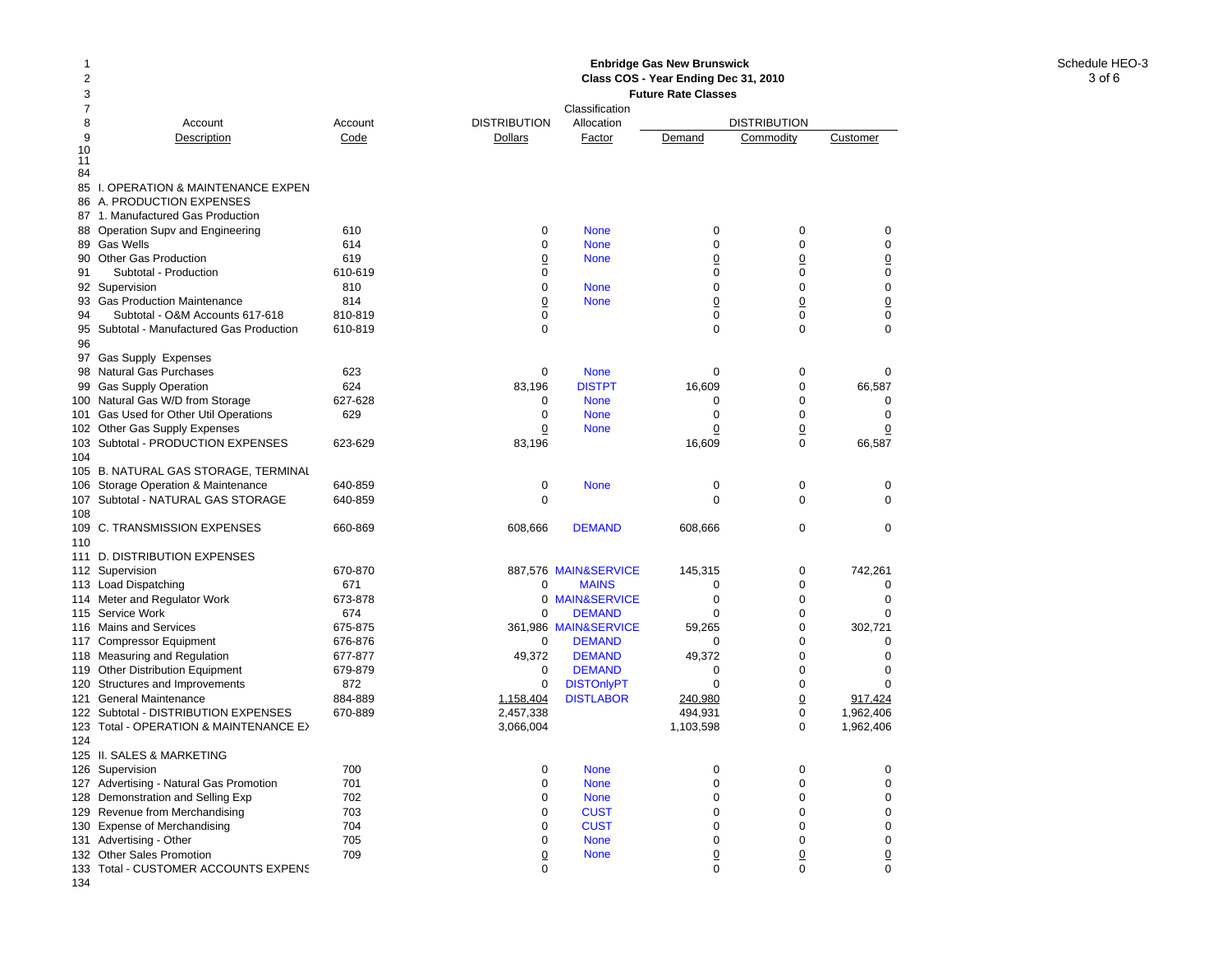**Enbridge Gas New Brunswick**
**Class COS - Year Ending Dec 31, 2010**
**Future Rate Classes**

Schedule HEO-3

| Line | Account Description | Account Code | DISTRIBUTION Dollars | Classification Allocation Factor | DISTRIBUTION Demand | DISTRIBUTION Commodity | DISTRIBUTION Customer |
|---|---|---|---|---|---|---|---|
| 85 | I. OPERATION & MAINTENANCE EXPEN | | | | | | |
| 86 | A. PRODUCTION EXPENSES | | | | | | |
| 87 | 1. Manufactured Gas Production | | | | | | |
| 88 | Operation Supv and Engineering | 610 | 0 | None | 0 | 0 | 0 |
| 89 | Gas Wells | 614 | 0 | None | 0 | 0 | 0 |
| 90 | Other Gas Production | 619 | 0 | None | 0 | 0 | 0 |
| 91 | Subtotal - Production | 610-619 | 0 | | 0 | 0 | 0 |
| 92 | Supervision | 810 | 0 | None | 0 | 0 | 0 |
| 93 | Gas Production Maintenance | 814 | 0 | None | 0 | 0 | 0 |
| 94 | Subtotal - O&M Accounts 617-618 | 810-819 | 0 | | 0 | 0 | 0 |
| 95 | Subtotal - Manufactured Gas Production | 610-819 | 0 | | 0 | 0 | 0 |
| 96 | | | | | | | |
| 97 | Gas Supply Expenses | | | | | | |
| 98 | Natural Gas Purchases | 623 | 0 | None | 0 | 0 | 0 |
| 99 | Gas Supply Operation | 624 | 83,196 | DISTPT | 16,609 | 0 | 66,587 |
| 100 | Natural Gas W/D from Storage | 627-628 | 0 | None | 0 | 0 | 0 |
| 101 | Gas Used for Other Util Operations | 629 | 0 | None | 0 | 0 | 0 |
| 102 | Other Gas Supply Expenses | | 0 | None | 0 | 0 | 0 |
| 103 | Subtotal - PRODUCTION EXPENSES | 623-629 | 83,196 | | 16,609 | 0 | 66,587 |
| 104 | | | | | | | |
| 105 | B. NATURAL GAS STORAGE, TERMINAL | | | | | | |
| 106 | Storage Operation & Maintenance | 640-859 | 0 | None | 0 | 0 | 0 |
| 107 | Subtotal - NATURAL GAS STORAGE | 640-859 | 0 | | 0 | 0 | 0 |
| 108 | | | | | | | |
| 109 | C. TRANSMISSION EXPENSES | 660-869 | 608,666 | DEMAND | 608,666 | 0 | 0 |
| 110 | | | | | | | |
| 111 | D. DISTRIBUTION EXPENSES | | | | | | |
| 112 | Supervision | 670-870 | 887,576 | MAIN&SERVICE | 145,315 | 0 | 742,261 |
| 113 | Load Dispatching | 671 | 0 | MAINS | 0 | 0 | 0 |
| 114 | Meter and Regulator Work | 673-878 | 0 | MAIN&SERVICE | 0 | 0 | 0 |
| 115 | Service Work | 674 | 0 | DEMAND | 0 | 0 | 0 |
| 116 | Mains and Services | 675-875 | 361,986 | MAIN&SERVICE | 59,265 | 0 | 302,721 |
| 117 | Compressor Equipment | 676-876 | 0 | DEMAND | 0 | 0 | 0 |
| 118 | Measuring and Regulation | 677-877 | 49,372 | DEMAND | 49,372 | 0 | 0 |
| 119 | Other Distribution Equipment | 679-879 | 0 | DEMAND | 0 | 0 | 0 |
| 120 | Structures and Improvements | 872 | 0 | DISTOnlyPT | 0 | 0 | 0 |
| 121 | General Maintenance | 884-889 | 1,158,404 | DISTLABOR | 240,980 | 0 | 917,424 |
| 122 | Subtotal - DISTRIBUTION EXPENSES | 670-889 | 2,457,338 | | 494,931 | 0 | 1,962,406 |
| 123 | Total - OPERATION & MAINTENANCE EX | | 3,066,004 | | 1,103,598 | 0 | 1,962,406 |
| 124 | | | | | | | |
| 125 | II. SALES & MARKETING | | | | | | |
| 126 | Supervision | 700 | 0 | None | 0 | 0 | 0 |
| 127 | Advertising - Natural Gas Promotion | 701 | 0 | None | 0 | 0 | 0 |
| 128 | Demonstration and Selling Exp | 702 | 0 | None | 0 | 0 | 0 |
| 129 | Revenue from Merchandising | 703 | 0 | CUST | 0 | 0 | 0 |
| 130 | Expense of Merchandising | 704 | 0 | CUST | 0 | 0 | 0 |
| 131 | Advertising - Other | 705 | 0 | None | 0 | 0 | 0 |
| 132 | Other Sales Promotion | 709 | 0 | None | 0 | 0 | 0 |
| 133 | Total - CUSTOMER ACCOUNTS EXPENS | | 0 | | 0 | 0 | 0 |
| 134 | | | | | | | |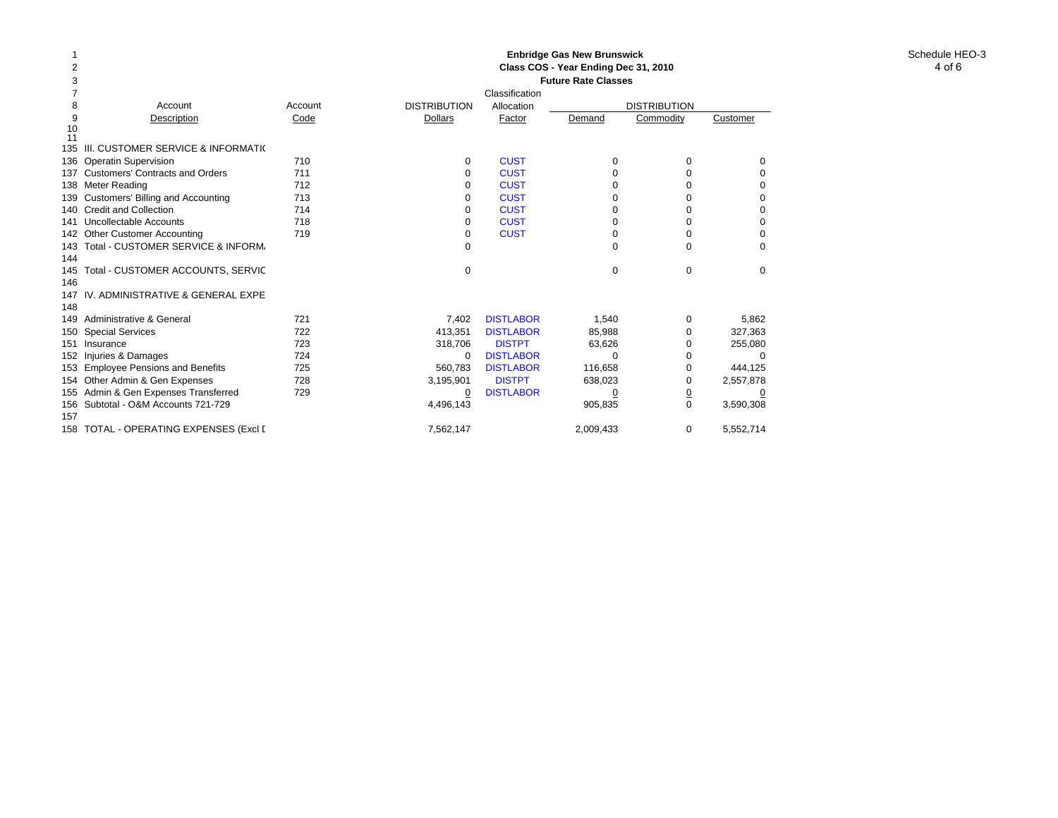**Enbridge Gas New Brunswick**
**Class COS - Year Ending Dec 31, 2010**
**Future Rate Classes**

Schedule HEO-3

| | Account Description | Account Code | DISTRIBUTION Dollars | Classification Allocation Factor | DISTRIBUTION Demand | DISTRIBUTION Commodity | DISTRIBUTION Customer |
|---|---|---|---|---|---|---|---|
| 1 | | | | | | | |
| 2 | | | | | | | |
| 3 | | | | | | | |
| 7 | | | | | | | |
| 8 | | | | | | | |
| 9 | | | | | | | |
| 10 | | | | | | | |
| 11 | | | | | | | |
| 135 | III. CUSTOMER SERVICE & INFORMATI( | | | | | | |
| 136 | Operatin Supervision | 710 | 0 | CUST | 0 | 0 | 0 |
| 137 | Customers' Contracts and Orders | 711 | 0 | CUST | 0 | 0 | 0 |
| 138 | Meter Reading | 712 | 0 | CUST | 0 | 0 | 0 |
| 139 | Customers' Billing and Accounting | 713 | 0 | CUST | 0 | 0 | 0 |
| 140 | Credit and Collection | 714 | 0 | CUST | 0 | 0 | 0 |
| 141 | Uncollectable Accounts | 718 | 0 | CUST | 0 | 0 | 0 |
| 142 | Other Customer Accounting | 719 | 0 | CUST | 0 | 0 | 0 |
| 143 | Total - CUSTOMER SERVICE & INFORM. | | 0 | | 0 | 0 | 0 |
| 144 | | | | | | | |
| 145 | Total - CUSTOMER ACCOUNTS, SERVIC | | 0 | | 0 | 0 | 0 |
| 146 | | | | | | | |
| 147 | IV. ADMINISTRATIVE & GENERAL EXPE | | | | | | |
| 148 | | | | | | | |
| 149 | Administrative & General | 721 | 7,402 | DISTLABOR | 1,540 | 0 | 5,862 |
| 150 | Special Services | 722 | 413,351 | DISTLABOR | 85,988 | 0 | 327,363 |
| 151 | Insurance | 723 | 318,706 | DISTPT | 63,626 | 0 | 255,080 |
| 152 | Injuries & Damages | 724 | 0 | DISTLABOR | 0 | 0 | 0 |
| 153 | Employee Pensions and Benefits | 725 | 560,783 | DISTLABOR | 116,658 | 0 | 444,125 |
| 154 | Other Admin & Gen Expenses | 728 | 3,195,901 | DISTPT | 638,023 | 0 | 2,557,878 |
| 155 | Admin & Gen Expenses Transferred | 729 | 0 | DISTLABOR | 0 | 0 | 0 |
| 156 | Subtotal - O&M Accounts 721-729 | | 4,496,143 | | 905,835 | 0 | 3,590,308 |
| 157 | | | | | | | |
| 158 | TOTAL - OPERATING EXPENSES (Excl I | | 7,562,147 | | 2,009,433 | 0 | 5,552,714 |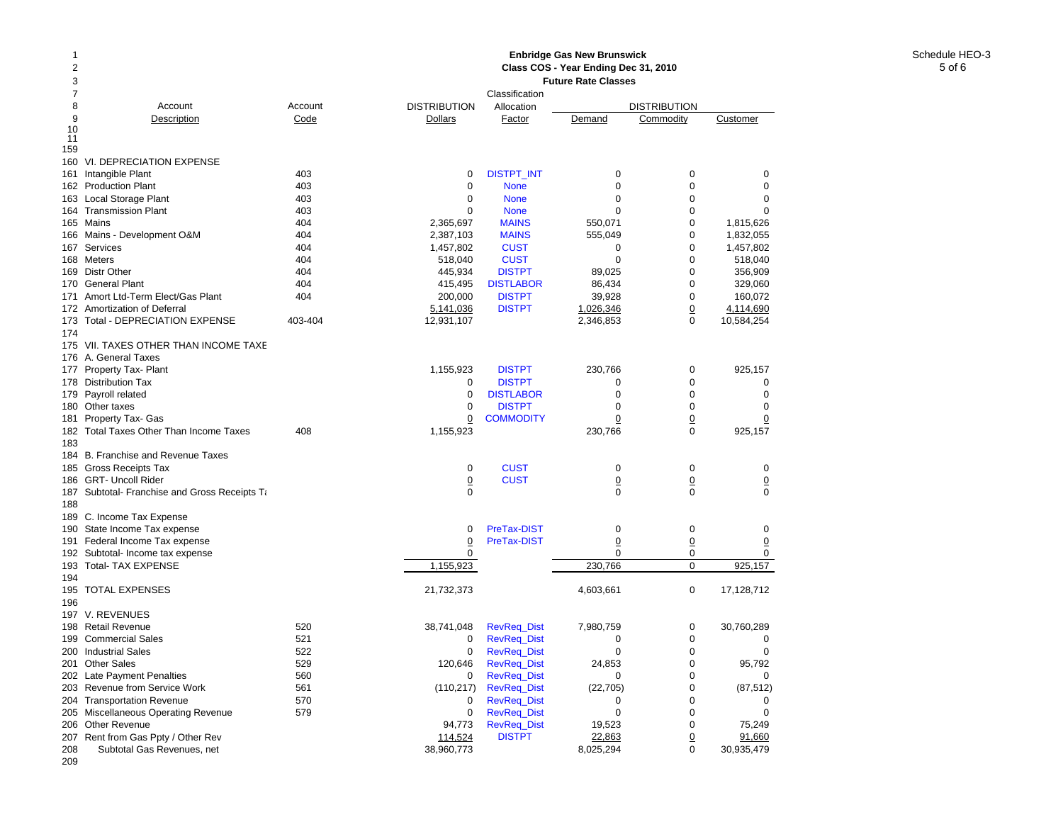**Enbridge Gas New Brunswick**
**Class COS - Year Ending Dec 31, 2010**
**Future Rate Classes**

Schedule HEO-3

| Line | Account Description | Account Code | DISTRIBUTION Dollars | Classification Allocation Factor | DISTRIBUTION Demand | DISTRIBUTION Commodity | DISTRIBUTION Customer |
|---|---|---|---|---|---|---|---|
| 159 | | | | | | | |
| 160 | VI. DEPRECIATION EXPENSE | | | | | | |
| 161 | Intangible Plant | 403 | 0 | DISTPT_INT | 0 | 0 | 0 |
| 162 | Production Plant | 403 | 0 | None | 0 | 0 | 0 |
| 163 | Local Storage Plant | 403 | 0 | None | 0 | 0 | 0 |
| 164 | Transmission Plant | 403 | 0 | None | 0 | 0 | 0 |
| 165 | Mains | 404 | 2,365,697 | MAINS | 550,071 | 0 | 1,815,626 |
| 166 | Mains - Development O&M | 404 | 2,387,103 | MAINS | 555,049 | 0 | 1,832,055 |
| 167 | Services | 404 | 1,457,802 | CUST | 0 | 0 | 1,457,802 |
| 168 | Meters | 404 | 518,040 | CUST | 0 | 0 | 518,040 |
| 169 | Distr Other | 404 | 445,934 | DISTPT | 89,025 | 0 | 356,909 |
| 170 | General Plant | 404 | 415,495 | DISTLABOR | 86,434 | 0 | 329,060 |
| 171 | Amort Ltd-Term Elect/Gas Plant | 404 | 200,000 | DISTPT | 39,928 | 0 | 160,072 |
| 172 | Amortization of Deferral | | 5,141,036 | DISTPT | 1,026,346 | 0 | 4,114,690 |
| 173 | Total - DEPRECIATION EXPENSE | 403-404 | 12,931,107 | | 2,346,853 | 0 | 10,584,254 |
| 174 | | | | | | | |
| 175 | VII. TAXES OTHER THAN INCOME TAXE | | | | | | |
| 176 | A. General Taxes | | | | | | |
| 177 | Property Tax- Plant | | 1,155,923 | DISTPT | 230,766 | 0 | 925,157 |
| 178 | Distribution Tax | | 0 | DISTPT | 0 | 0 | 0 |
| 179 | Payroll related | | 0 | DISTLABOR | 0 | 0 | 0 |
| 180 | Other taxes | | 0 | DISTPT | 0 | 0 | 0 |
| 181 | Property Tax- Gas | | 0 | COMMODITY | 0 | 0 | 0 |
| 182 | Total Taxes Other Than Income Taxes | 408 | 1,155,923 | | 230,766 | 0 | 925,157 |
| 183 | | | | | | | |
| 184 | B. Franchise and Revenue Taxes | | | | | | |
| 185 | Gross Receipts Tax | | 0 | CUST | 0 | 0 | 0 |
| 186 | GRT- Uncoll Rider | | 0 | CUST | 0 | 0 | 0 |
| 187 | Subtotal- Franchise and Gross Receipts Ta | | 0 | | 0 | 0 | 0 |
| 188 | | | | | | | |
| 189 | C. Income Tax Expense | | | | | | |
| 190 | State Income Tax expense | | 0 | PreTax-DIST | 0 | 0 | 0 |
| 191 | Federal Income Tax expense | | 0 | PreTax-DIST | 0 | 0 | 0 |
| 192 | Subtotal- Income tax expense | | 0 | | 0 | 0 | 0 |
| 193 | Total- TAX EXPENSE | | 1,155,923 | | 230,766 | 0 | 925,157 |
| 194 | | | | | | | |
| 195 | TOTAL EXPENSES | | 21,732,373 | | 4,603,661 | 0 | 17,128,712 |
| 196 | | | | | | | |
| 197 | V. REVENUES | | | | | | |
| 198 | Retail Revenue | 520 | 38,741,048 | RevReq_Dist | 7,980,759 | 0 | 30,760,289 |
| 199 | Commercial Sales | 521 | 0 | RevReq_Dist | 0 | 0 | 0 |
| 200 | Industrial Sales | 522 | 0 | RevReq_Dist | 0 | 0 | 0 |
| 201 | Other Sales | 529 | 120,646 | RevReq_Dist | 24,853 | 0 | 95,792 |
| 202 | Late Payment Penalties | 560 | 0 | RevReq_Dist | 0 | 0 | 0 |
| 203 | Revenue from Service Work | 561 | (110,217) | RevReq_Dist | (22,705) | 0 | (87,512) |
| 204 | Transportation Revenue | 570 | 0 | RevReq_Dist | 0 | 0 | 0 |
| 205 | Miscellaneous Operating Revenue | 579 | 0 | RevReq_Dist | 0 | 0 | 0 |
| 206 | Other Revenue | | 94,773 | RevReq_Dist | 19,523 | 0 | 75,249 |
| 207 | Rent from Gas Ppty / Other Rev | | 114,524 | DISTPT | 22,863 | 0 | 91,660 |
| 208 | Subtotal Gas Revenues, net | | 38,960,773 | | 8,025,294 | 0 | 30,935,479 |
| 209 | | | | | | | |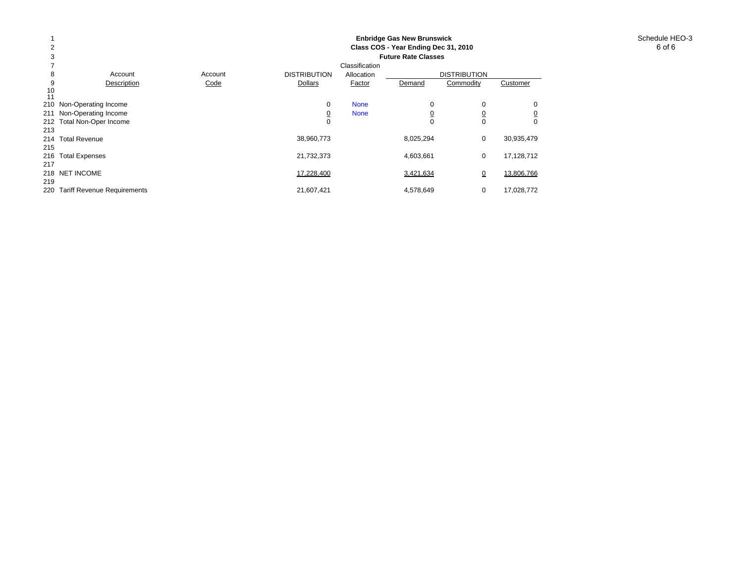**Enbridge Gas New Brunswick**
**Class COS - Year Ending Dec 31, 2010**
**Future Rate Classes**

Schedule HEO-3

| Line | Account Description | Account Code | DISTRIBUTION Dollars | Classification Allocation Factor | DISTRIBUTION Demand | DISTRIBUTION Commodity | DISTRIBUTION Customer |
|---|---|---|---|---|---|---|---|
| 210 | Non-Operating Income | | 0 | None | 0 | 0 | 0 |
| 211 | Non-Operating Income | | 0 | None | 0 | 0 | 0 |
| 212 | Total Non-Oper Income | | 0 | | 0 | 0 | 0 |
| 213 | | | | | | | |
| 214 | Total Revenue | | 38,960,773 | | 8,025,294 | 0 | 30,935,479 |
| 215 | | | | | | | |
| 216 | Total Expenses | | 21,732,373 | | 4,603,661 | 0 | 17,128,712 |
| 217 | | | | | | | |
| 218 | NET INCOME | | 17,228,400 | | 3,421,634 | 0 | 13,806,766 |
| 219 | | | | | | | |
| 220 | Tariff Revenue Requirements | | 21,607,421 | | 4,578,649 | 0 | 17,028,772 |